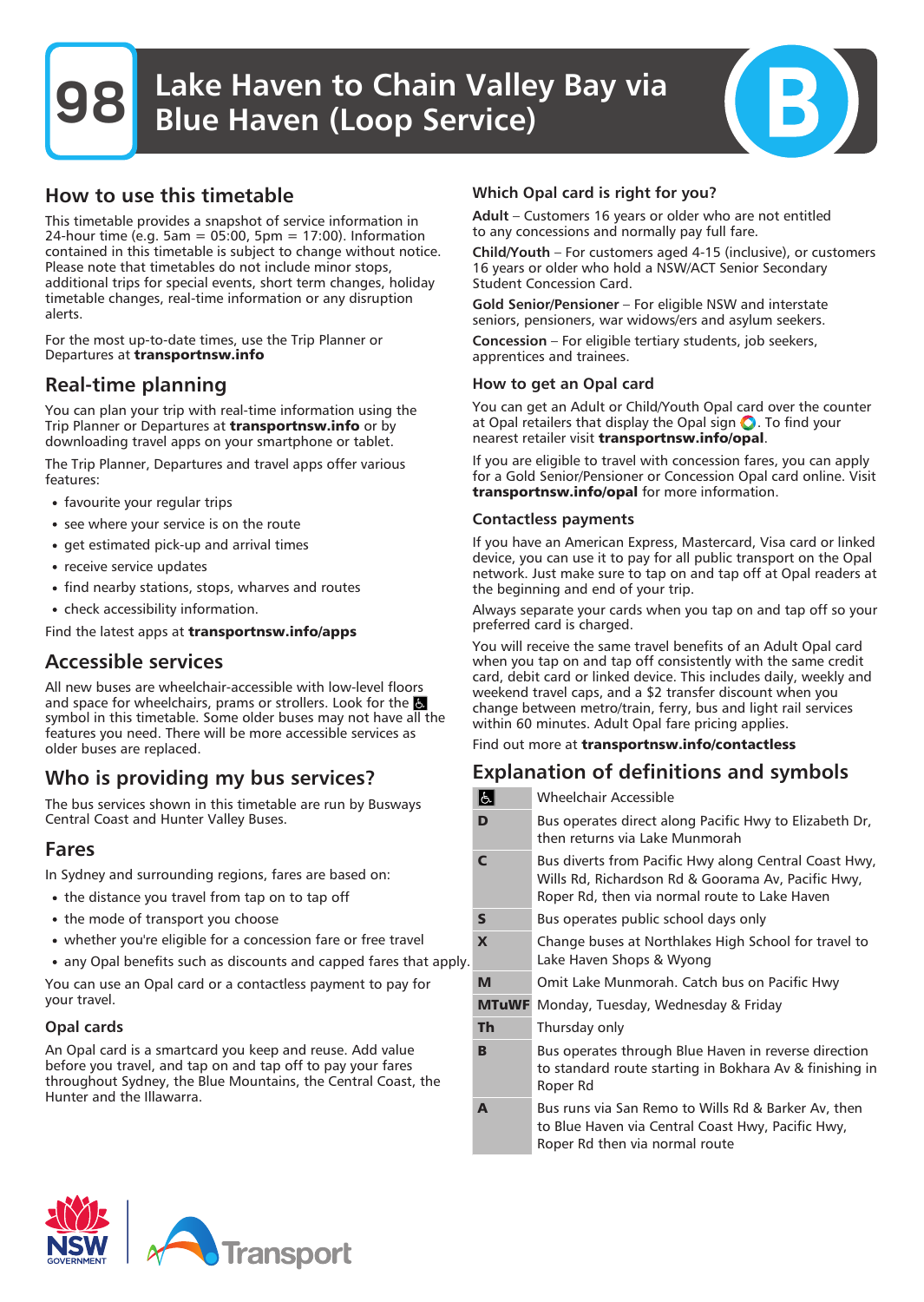# 98 Lake Haven to Chain Valley Bay via Blue Haven (Loop Service)

B

## How to use this timetable

This timetable provides a snapshot of service information in 24-hour time (e.g. 5am = 05:00, 5pm = 17:00). Information contained in this timetable is subject to change without notice. Please note that timetables do not include minor stops, additional trips for special events, short term changes, holiday timetable changes, real-time information or any disruption alerts.

For the most up-to-date times, use the Trip Planner or Departures at **transportnsw.info**

## Real-time planning

You can plan your trip with real-time information using the Trip Planner or Departures at **transportnsw.info** or by downloading travel apps on your smartphone or tablet.

The Trip Planner, Departures and travel apps offer various features:

- favourite your regular trips
- see where your service is on the route
- get estimated pick-up and arrival times
- receive service updates
- find nearby stations, stops, wharves and routes
- check accessibility information.

Find the latest apps at **transportnsw.info/apps**

## Accessible services

All new buses are wheelchair-accessible with low-level floors and space for wheelchairs, prams or strollers. Look for the ♿ symbol in this timetable. Some older buses may not have all the features you need. There will be more accessible services as older buses are replaced.

## Who is providing my bus services?

The bus services shown in this timetable are run by Busways Central Coast and Hunter Valley Buses.

## Fares

In Sydney and surrounding regions, fares are based on:

- the distance you travel from tap on to tap off
- the mode of transport you choose
- whether you're eligible for a concession fare or free travel
- any Opal benefits such as discounts and capped fares that apply.

You can use an Opal card or a contactless payment to pay for your travel.

### Opal cards

An Opal card is a smartcard you keep and reuse. Add value before you travel, and tap on and tap off to pay your fares throughout Sydney, the Blue Mountains, the Central Coast, the Hunter and the Illawarra.

### Which Opal card is right for you?

**Adult** – Customers 16 years or older who are not entitled to any concessions and normally pay full fare.

**Child/Youth** – For customers aged 4-15 (inclusive), or customers 16 years or older who hold a NSW/ACT Senior Secondary Student Concession Card.

**Gold Senior/Pensioner** – For eligible NSW and interstate seniors, pensioners, war widow/ers and asylum seekers.

**Concession** – For eligible tertiary students, job seekers, apprentices and trainees.

### How to get an Opal card

You can get an Adult or Child/Youth Opal card over the counter at Opal retailers that display the Opal sign. To find your nearest retailer visit **transportnsw.info/opal**.

If you are eligible to travel with concession fares, you can apply for a Gold Senior/Pensioner or Concession Opal card online. Visit **transportnsw.info/opal** for more information.

### Contactless payments

If you have an American Express, Mastercard, Visa card or linked device, you can use it to pay for all public transport on the Opal network. Just make sure to tap on and tap off at Opal readers at the beginning and end of your trip.

Always separate your cards when you tap on and tap off so your preferred card is charged.

You will receive the same travel benefits of an Adult Opal card when you tap on and tap off consistently with the same credit card, debit card or linked device. This includes daily, weekly and weekend travel caps, and a $2 transfer discount when you change between metro/train, ferry, bus and light rail services within 60 minutes. Adult Opal fare pricing applies.

Find out more at **transportnsw.info/contactless**

## Explanation of definitions and symbols

| Symbol | Definition |
|---|---|
| ♿ | Wheelchair Accessible |
| **D** | Bus operates direct along Pacific Hwy to Elizabeth Dr, then returns via Lake Munmorah |
| **C** | Bus diverts from Pacific Hwy along Central Coast Hwy, Wills Rd, Richardson Rd & Goorama Av, Pacific Hwy, Roper Rd, then via normal route to Lake Haven |
| **S** | Bus operates public school days only |
| **X** | Change buses at Northlakes High School for travel to Lake Haven Shops & Wyong |
| **M** | Omit Lake Munmorah. Catch bus on Pacific Hwy |
| **MTuWF** | Monday, Tuesday, Wednesday & Friday |
| **Th** | Thursday only |
| **B** | Bus operates through Blue Haven in reverse direction to standard route starting in Bokhara Av & finishing in Roper Rd |
| **A** | Bus runs via San Remo to Wills Rd & Barker Av, then to Blue Haven via Central Coast Hwy, Pacific Hwy, Roper Rd then via normal route |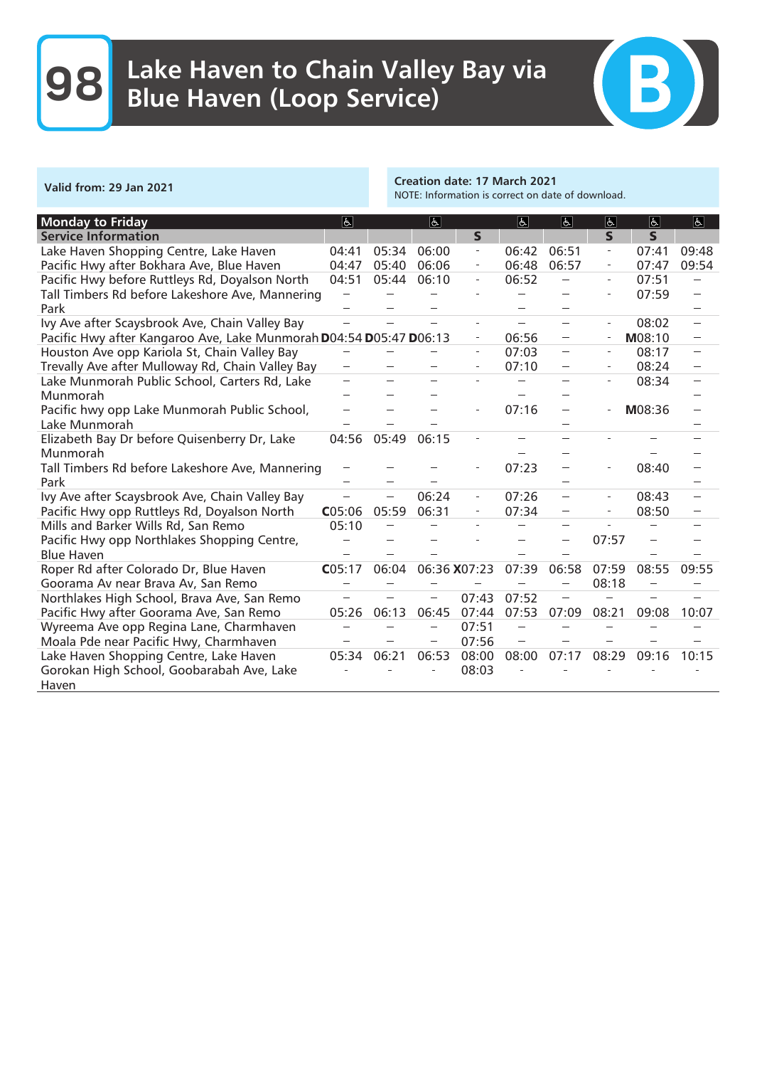# 98 Lake Haven to Chain Valley Bay via Blue Haven (Loop Service)

B

**Valid from: 29 Jan 2021**

**Creation date: 17 March 2021**
NOTE: Information is correct on date of download.

| Monday to Friday | ♿ | | ♿ | | ♿ | ♿ | ♿ | ♿ | ♿ |
|---|---|---|---|---|---|---|---|---|---|
| **Service Information** | | | | **S** | | | **S** | **S** | |
| Lake Haven Shopping Centre, Lake Haven | 04:41 | 05:34 | 06:00 | - | 06:42 | 06:51 | - | 07:41 | 09:48 |
| Pacific Hwy after Bokhara Ave, Blue Haven | 04:47 | 05:40 | 06:06 | - | 06:48 | 06:57 | - | 07:47 | 09:54 |
| Pacific Hwy before Ruttleys Rd, Doyalson North | 04:51 | 05:44 | 06:10 | - | 06:52 | – | - | 07:51 | – |
| Tall Timbers Rd before Lakeshore Ave, Mannering Park | – | – | – | - | – | – | - | 07:59 | – |
| Ivy Ave after Scaysbrook Ave, Chain Valley Bay | – | – | – | - | – | – | - | 08:02 | – |
| Pacific Hwy after Kangaroo Ave, Lake Munmorah | D04:54 | D05:47 | D06:13 | - | 06:56 | – | - | M08:10 | – |
| Houston Ave opp Kariola St, Chain Valley Bay | – | – | – | - | 07:03 | – | - | 08:17 | – |
| Trevally Ave after Mulloway Rd, Chain Valley Bay | – | – | – | - | 07:10 | – | - | 08:24 | – |
| Lake Munmorah Public School, Carters Rd, Lake Munmorah | – | – | – | - | – | – | - | 08:34 | – |
| Pacific hwy opp Lake Munmorah Public School, Lake Munmorah | – | – | – | - | 07:16 | – | - | M08:36 | – |
| Elizabeth Bay Dr before Quisenberry Dr, Lake Munmorah | 04:56 | 05:49 | 06:15 | - | – | – | - | – | – |
| Tall Timbers Rd before Lakeshore Ave, Mannering Park | – | – | – | - | 07:23 | – | - | 08:40 | – |
| Ivy Ave after Scaysbrook Ave, Chain Valley Bay | – | – | 06:24 | - | 07:26 | – | - | 08:43 | – |
| Pacific Hwy opp Ruttleys Rd, Doyalson North | C05:06 | 05:59 | 06:31 | - | 07:34 | – | - | 08:50 | – |
| Mills and Barker Wills Rd, San Remo | 05:10 | – | – | - | – | – | - | – | – |
| Pacific Hwy opp Northlakes Shopping Centre, Blue Haven | – | – | – | - | – | – | 07:57 | – | – |
| Roper Rd after Colorado Dr, Blue Haven | C05:17 | 06:04 | 06:36 | X07:23 | 07:39 | 06:58 | 07:59 | 08:55 | 09:55 |
| Goorama Av near Brava Av, San Remo | – | – | – | – | – | – | 08:18 | – | – |
| Northlakes High School, Brava Ave, San Remo | – | – | – | 07:43 | 07:52 | – | – | – | – |
| Pacific Hwy after Goorama Ave, San Remo | 05:26 | 06:13 | 06:45 | 07:44 | 07:53 | 07:09 | 08:21 | 09:08 | 10:07 |
| Wyreema Ave opp Regina Lane, Charmhaven | – | – | – | 07:51 | – | – | – | – | – |
| Moala Pde near Pacific Hwy, Charmhaven | – | – | – | 07:56 | – | – | – | – | – |
| Lake Haven Shopping Centre, Lake Haven | 05:34 | 06:21 | 06:53 | 08:00 | 08:00 | 07:17 | 08:29 | 09:16 | 10:15 |
| Gorokan High School, Goobarabah Ave, Lake Haven | - | - | - | 08:03 | - | - | - | - | - |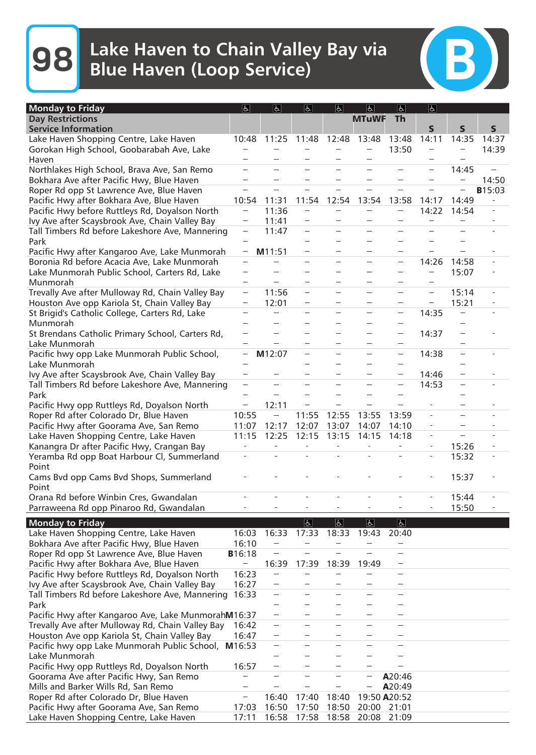# 98 Lake Haven to Chain Valley Bay via Blue Haven (Loop Service)

B

| Monday to Friday | ♿ | ♿ | ♿ | ♿ | ♿ | ♿ | ♿ | | |
|---|---|---|---|---|---|---|---|---|---|
| Day Restrictions | | | | | MTuWF | Th | | | |
| Service Information | | | | | | | S | S | S |
| Lake Haven Shopping Centre, Lake Haven | 10:48 | 11:25 | 11:48 | 12:48 | 13:48 | 13:48 | 14:11 | 14:35 | 14:37 |
| Gorokan High School, Goobarabah Ave, Lake Haven | – | – | – | – | – | 13:50 | – | – | 14:39 |
| Northlakes High School, Brava Ave, San Remo | – | – | – | – | – | – | – | 14:45 | – |
| Bokhara Ave after Pacific Hwy, Blue Haven | – | – | – | – | – | – | – | – | 14:50 |
| Roper Rd opp St Lawrence Ave, Blue Haven | – | – | – | – | – | – | – | – | B15:03 |
| Pacific Hwy after Bokhara Ave, Blue Haven | 10:54 | 11:31 | 11:54 | 12:54 | 13:54 | 13:58 | 14:17 | 14:49 | - |
| Pacific Hwy before Ruttleys Rd, Doyalson North | – | 11:36 | – | – | – | – | 14:22 | 14:54 | - |
| Ivy Ave after Scaysbrook Ave, Chain Valley Bay | – | 11:41 | – | – | – | – | – | – | - |
| Tall Timbers Rd before Lakeshore Ave, Mannering Park | – | 11:47 | – | – | – | – | – | – | - |
| Pacific Hwy after Kangaroo Ave, Lake Munmorah | – | M11:51 | – | – | – | – | – | – | - |
| Boronia Rd before Acacia Ave, Lake Munmorah | – | – | – | – | – | – | 14:26 | 14:58 | - |
| Lake Munmorah Public School, Carters Rd, Lake Munmorah | – | – | – | – | – | – | – | 15:07 | - |
| Trevally Ave after Mulloway Rd, Chain Valley Bay | – | 11:56 | – | – | – | – | – | 15:14 | - |
| Houston Ave opp Kariola St, Chain Valley Bay | – | 12:01 | – | – | – | – | – | 15:21 | - |
| St Brigid's Catholic College, Carters Rd, Lake Munmorah | – | – | – | – | – | – | 14:35 | – | - |
| St Brendans Catholic Primary School, Carters Rd, Lake Munmorah | – | – | – | – | – | – | 14:37 | – | - |
| Pacific hwy opp Lake Munmorah Public School, Lake Munmorah | – | M12:07 | – | – | – | – | 14:38 | – | - |
| Ivy Ave after Scaysbrook Ave, Chain Valley Bay | – | – | – | – | – | – | 14:46 | – | - |
| Tall Timbers Rd before Lakeshore Ave, Mannering Park | – | – | – | – | – | – | 14:53 | – | - |
| Pacific Hwy opp Ruttleys Rd, Doyalson North | – | 12:11 | – | – | – | – | - | – | - |
| Roper Rd after Colorado Dr, Blue Haven | 10:55 | – | 11:55 | 12:55 | 13:55 | 13:59 | - | – | - |
| Pacific Hwy after Goorama Ave, San Remo | 11:07 | 12:17 | 12:07 | 13:07 | 14:07 | 14:10 | - | – | - |
| Lake Haven Shopping Centre, Lake Haven | 11:15 | 12:25 | 12:15 | 13:15 | 14:15 | 14:18 | - | – | - |
| Kanangra Dr after Pacific Hwy, Crangan Bay | - | - | - | - | - | - | - | 15:26 | - |
| Yeramba Rd opp Boat Harbour Cl, Summerland Point | - | - | - | - | - | - | - | 15:32 | - |
| Cams Bvd opp Cams Bvd Shops, Summerland Point | - | - | - | - | - | - | - | 15:37 | - |
| Orana Rd before Winbin Cres, Gwandalan | - | - | - | - | - | - | - | 15:44 | - |
| Parraweena Rd opp Pinaroo Rd, Gwandalan | - | - | - | - | - | - | - | 15:50 | - |

| Monday to Friday | | | ♿ | ♿ | ♿ | ♿ |
|---|---|---|---|---|---|---|
| Lake Haven Shopping Centre, Lake Haven | 16:03 | 16:33 | 17:33 | 18:33 | 19:43 | 20:40 |
| Bokhara Ave after Pacific Hwy, Blue Haven | 16:10 | – | – | – | – | – |
| Roper Rd opp St Lawrence Ave, Blue Haven | B16:18 | – | – | – | – | – |
| Pacific Hwy after Bokhara Ave, Blue Haven | – | 16:39 | 17:39 | 18:39 | 19:49 | – |
| Pacific Hwy before Ruttleys Rd, Doyalson North | 16:23 | – | – | – | – | – |
| Ivy Ave after Scaysbrook Ave, Chain Valley Bay | 16:27 | – | – | – | – | – |
| Tall Timbers Rd before Lakeshore Ave, Mannering Park | 16:33 | – | – | – | – | – |
| Pacific Hwy after Kangaroo Ave, Lake Munmorah | M16:37 | – | – | – | – | – |
| Trevally Ave after Mulloway Rd, Chain Valley Bay | 16:42 | – | – | – | – | – |
| Houston Ave opp Kariola St, Chain Valley Bay | 16:47 | – | – | – | – | – |
| Pacific hwy opp Lake Munmorah Public School, Lake Munmorah | M16:53 | – | – | – | – | – |
| Pacific Hwy opp Ruttleys Rd, Doyalson North | 16:57 | – | – | – | – | – |
| Goorama Ave after Pacific Hwy, San Remo | – | – | – | – | – | A20:46 |
| Mills and Barker Wills Rd, San Remo | – | – | – | – | – | A20:49 |
| Roper Rd after Colorado Dr, Blue Haven | – | 16:40 | 17:40 | 18:40 | 19:50 | A20:52 |
| Pacific Hwy after Goorama Ave, San Remo | 17:03 | 16:50 | 17:50 | 18:50 | 20:00 | 21:01 |
| Lake Haven Shopping Centre, Lake Haven | 17:11 | 16:58 | 17:58 | 18:58 | 20:08 | 21:09 |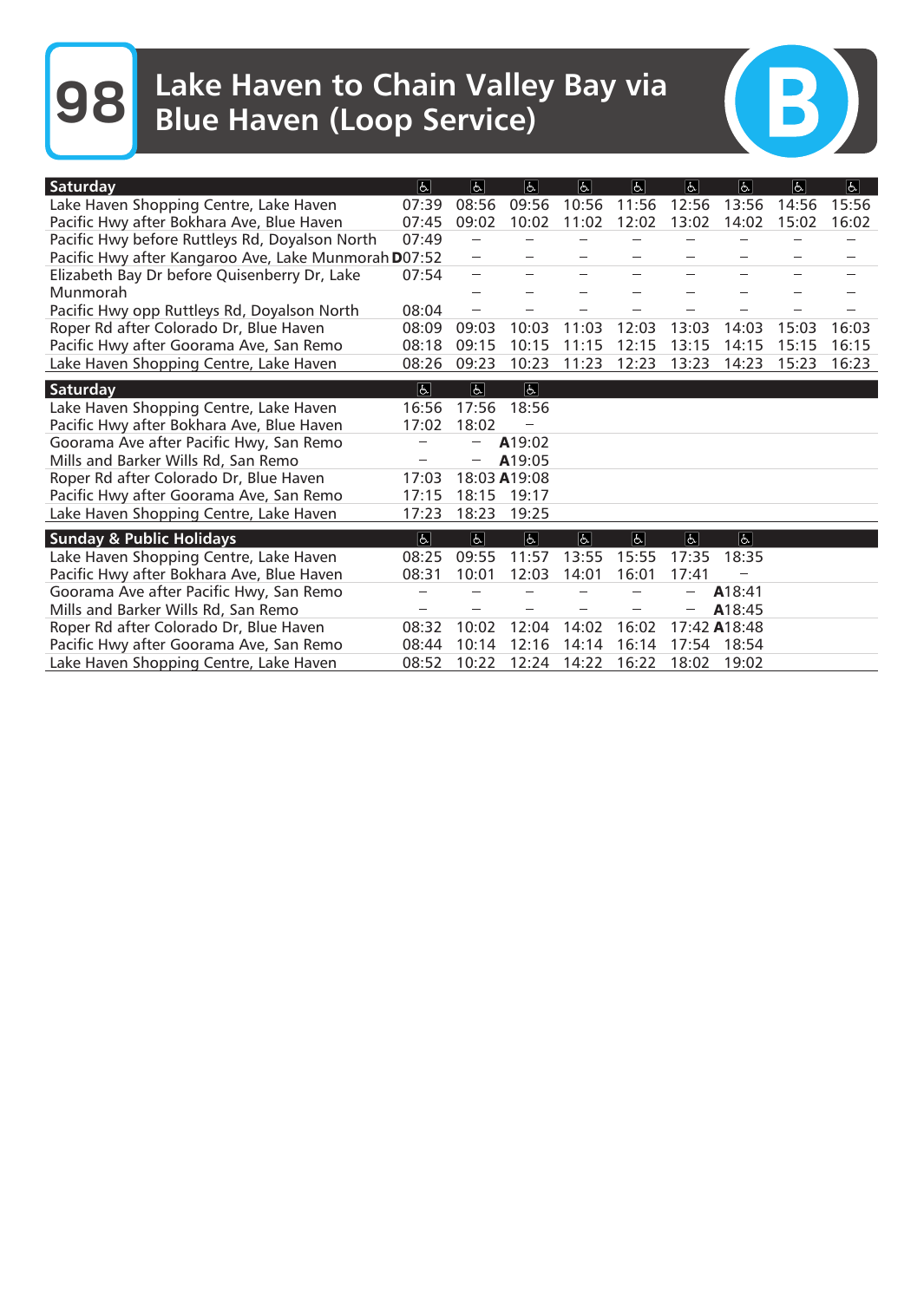# 98 Lake Haven to Chain Valley Bay via Blue Haven (Loop Service)

B

| Saturday | ♿ | ♿ | ♿ | ♿ | ♿ | ♿ | ♿ | ♿ | ♿ |
|---|---|---|---|---|---|---|---|---|---|
| Lake Haven Shopping Centre, Lake Haven | 07:39 | 08:56 | 09:56 | 10:56 | 11:56 | 12:56 | 13:56 | 14:56 | 15:56 |
| Pacific Hwy after Bokhara Ave, Blue Haven | 07:45 | 09:02 | 10:02 | 11:02 | 12:02 | 13:02 | 14:02 | 15:02 | 16:02 |
| Pacific Hwy before Ruttleys Rd, Doyalson North | 07:49 | – | – | – | – | – | – | – | – |
| Pacific Hwy after Kangaroo Ave, Lake Munmorah | D07:52 | – | – | – | – | – | – | – | – |
| Elizabeth Bay Dr before Quisenberry Dr, Lake Munmorah | 07:54 | – | – | – | – | – | – | – | – |
| Pacific Hwy opp Ruttleys Rd, Doyalson North | 08:04 | – | – | – | – | – | – | – | – |
| Roper Rd after Colorado Dr, Blue Haven | 08:09 | 09:03 | 10:03 | 11:03 | 12:03 | 13:03 | 14:03 | 15:03 | 16:03 |
| Pacific Hwy after Goorama Ave, San Remo | 08:18 | 09:15 | 10:15 | 11:15 | 12:15 | 13:15 | 14:15 | 15:15 | 16:15 |
| Lake Haven Shopping Centre, Lake Haven | 08:26 | 09:23 | 10:23 | 11:23 | 12:23 | 13:23 | 14:23 | 15:23 | 16:23 |

| Saturday | ♿ | ♿ | ♿ |
|---|---|---|---|
| Lake Haven Shopping Centre, Lake Haven | 16:56 | 17:56 | 18:56 |
| Pacific Hwy after Bokhara Ave, Blue Haven | 17:02 | 18:02 | – |
| Goorama Ave after Pacific Hwy, San Remo | – | – | A19:02 |
| Mills and Barker Wills Rd, San Remo | – | – | A19:05 |
| Roper Rd after Colorado Dr, Blue Haven | 17:03 | 18:03 | A19:08 |
| Pacific Hwy after Goorama Ave, San Remo | 17:15 | 18:15 | 19:17 |
| Lake Haven Shopping Centre, Lake Haven | 17:23 | 18:23 | 19:25 |

| Sunday & Public Holidays | ♿ | ♿ | ♿ | ♿ | ♿ | ♿ | ♿ |
|---|---|---|---|---|---|---|---|
| Lake Haven Shopping Centre, Lake Haven | 08:25 | 09:55 | 11:57 | 13:55 | 15:55 | 17:35 | 18:35 |
| Pacific Hwy after Bokhara Ave, Blue Haven | 08:31 | 10:01 | 12:03 | 14:01 | 16:01 | 17:41 | – |
| Goorama Ave after Pacific Hwy, San Remo | – | – | – | – | – | – | A18:41 |
| Mills and Barker Wills Rd, San Remo | – | – | – | – | – | – | A18:45 |
| Roper Rd after Colorado Dr, Blue Haven | 08:32 | 10:02 | 12:04 | 14:02 | 16:02 | 17:42 | A18:48 |
| Pacific Hwy after Goorama Ave, San Remo | 08:44 | 10:14 | 12:16 | 14:14 | 16:14 | 17:54 | 18:54 |
| Lake Haven Shopping Centre, Lake Haven | 08:52 | 10:22 | 12:24 | 14:22 | 16:22 | 18:02 | 19:02 |